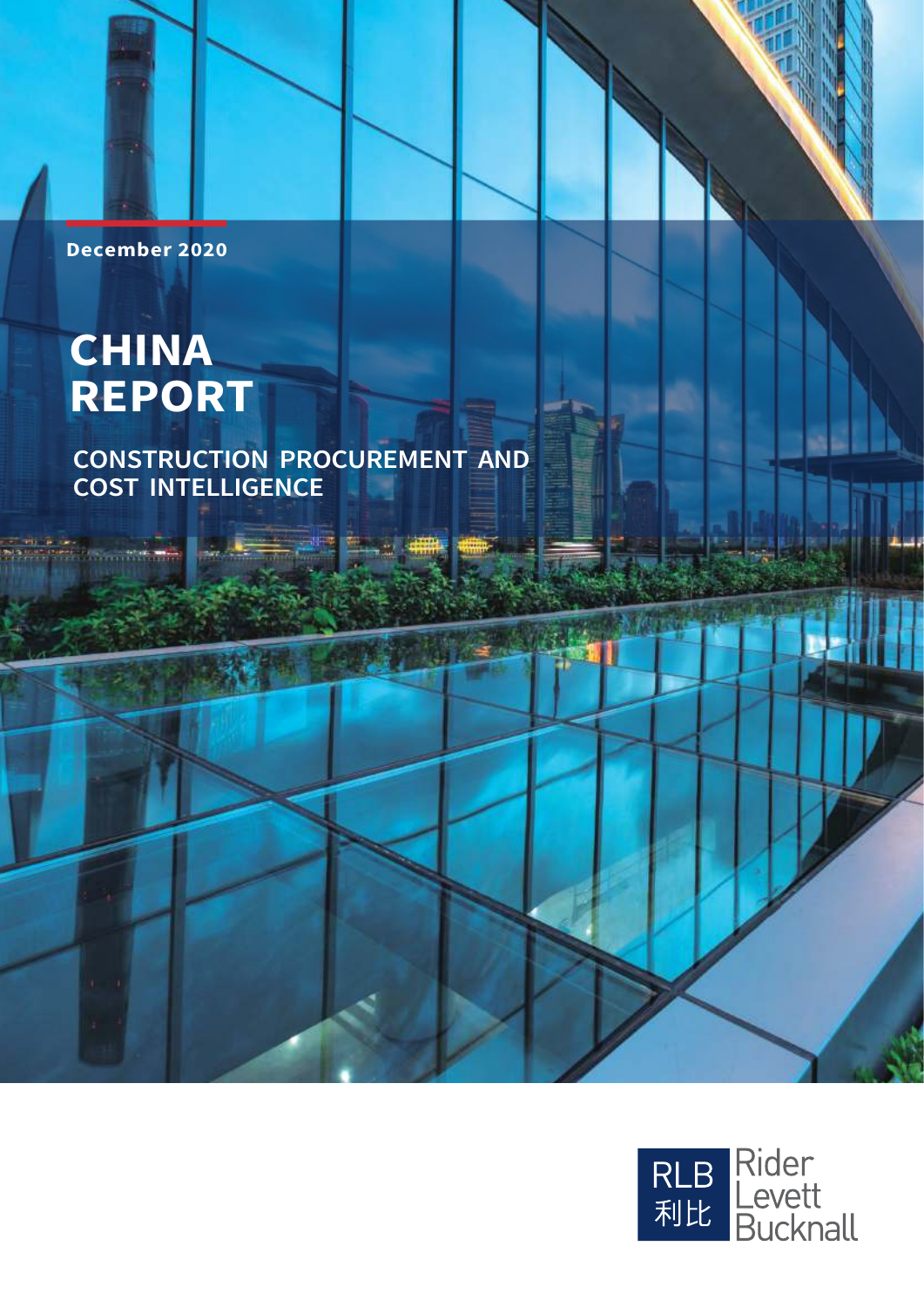December 2020

# CHINA REPORT

## CONSTRUCTION PROCUREMENT AND COST INTELLIGENCE

RLB 利比 Rider Levett Bucknall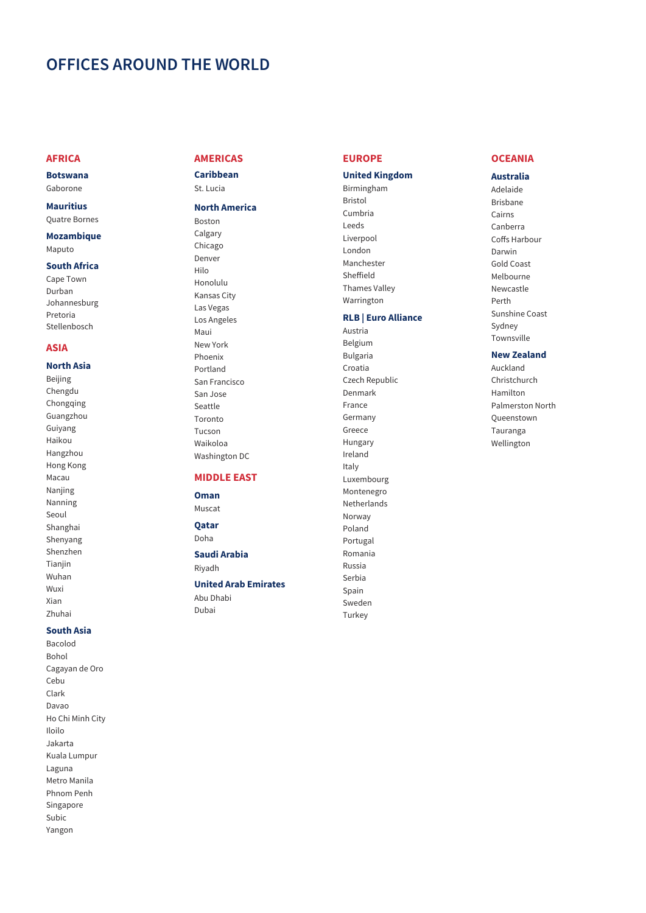# OFFICES AROUND THE WORLD

## AFRICA

### Botswana
Gaborone

### Mauritius
Quatre Bornes

### Mozambique
Maputo

### South Africa
Cape Town
Durban
Johannesburg
Pretoria
Stellenbosch

## ASIA

### North Asia
Beijing
Chengdu
Chongqing
Guangzhou
Guiyang
Haikou
Hangzhou
Hong Kong
Macau
Nanjing
Nanning
Seoul
Shanghai
Shenyang
Shenzhen
Tianjin
Wuhan
Wuxi
Xian
Zhuhai

### South Asia
Bacolod
Bohol
Cagayan de Oro
Cebu
Clark
Davao
Ho Chi Minh City
Iloilo
Jakarta
Kuala Lumpur
Laguna
Metro Manila
Phnom Penh
Singapore
Subic
Yangon

## AMERICAS

### Caribbean
St. Lucia

### North America
Boston
Calgary
Chicago
Denver
Hilo
Honolulu
Kansas City
Las Vegas
Los Angeles
Maui
New York
Phoenix
Portland
San Francisco
San Jose
Seattle
Toronto
Tucson
Waikoloa
Washington DC

## MIDDLE EAST

### Oman
Muscat

### Qatar
Doha

### Saudi Arabia
Riyadh

### United Arab Emirates
Abu Dhabi
Dubai

## EUROPE

### United Kingdom
Birmingham
Bristol
Cumbria
Leeds
Liverpool
London
Manchester
Sheffield
Thames Valley
Warrington

### RLB | Euro Alliance
Austria
Belgium
Bulgaria
Croatia
Czech Republic
Denmark
France
Germany
Greece
Hungary
Ireland
Italy
Luxembourg
Montenegro
Netherlands
Norway
Poland
Portugal
Romania
Russia
Serbia
Spain
Sweden
Turkey

## OCEANIA

### Australia
Adelaide
Brisbane
Cairns
Canberra
Coffs Harbour
Darwin
Gold Coast
Melbourne
Newcastle
Perth
Sunshine Coast
Sydney
Townsville

### New Zealand
Auckland
Christchurch
Hamilton
Palmerston North
Queenstown
Tauranga
Wellington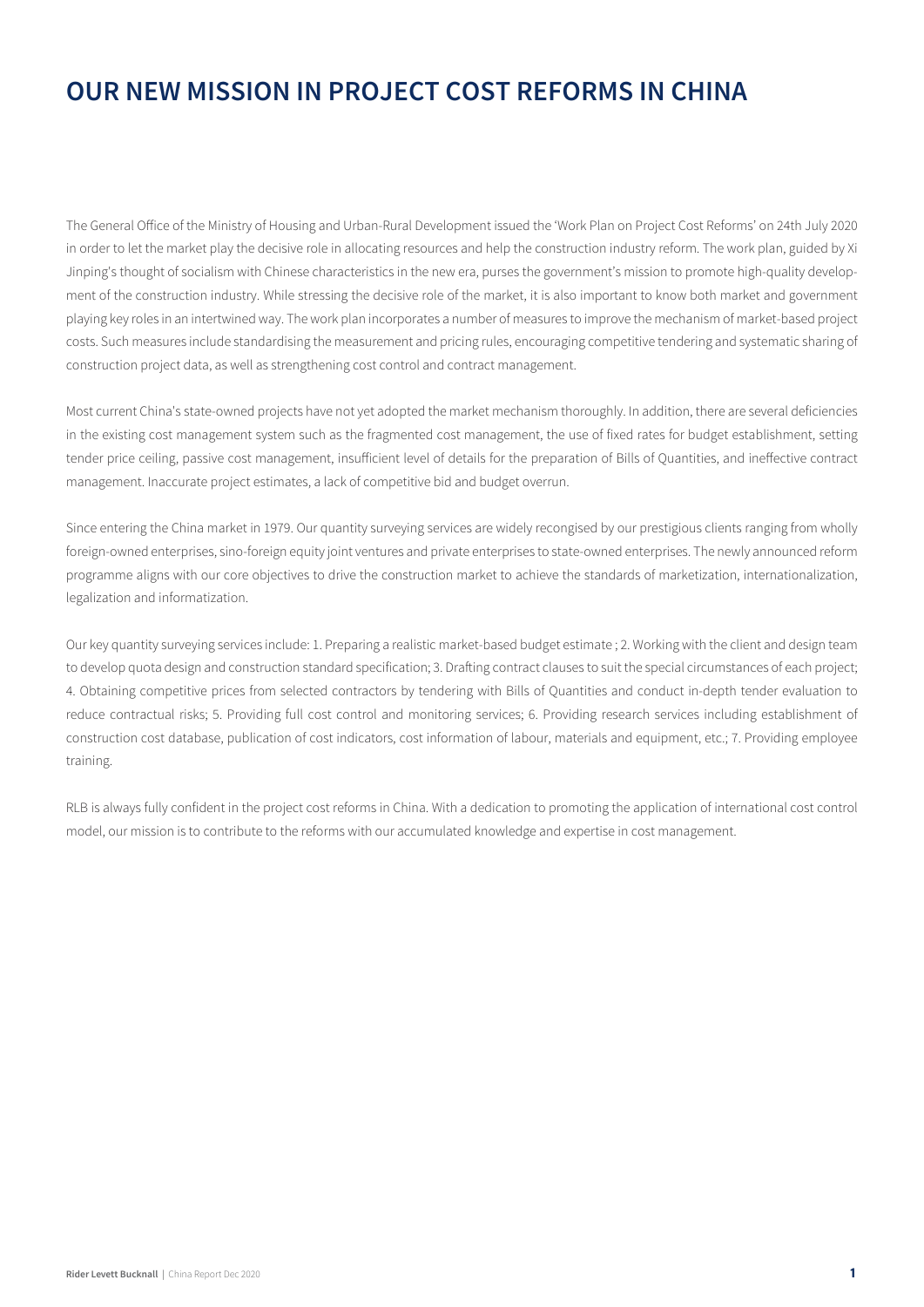# OUR NEW MISSION IN PROJECT COST REFORMS IN CHINA

The General Office of the Ministry of Housing and Urban-Rural Development issued the 'Work Plan on Project Cost Reforms' on 24th July 2020 in order to let the market play the decisive role in allocating resources and help the construction industry reform. The work plan, guided by Xi Jinping's thought of socialism with Chinese characteristics in the new era, purses the government's mission to promote high-quality development of the construction industry. While stressing the decisive role of the market, it is also important to know both market and government playing key roles in an intertwined way. The work plan incorporates a number of measures to improve the mechanism of market-based project costs. Such measures include standardising the measurement and pricing rules, encouraging competitive tendering and systematic sharing of construction project data, as well as strengthening cost control and contract management.

Most current China's state-owned projects have not yet adopted the market mechanism thoroughly. In addition, there are several deficiencies in the existing cost management system such as the fragmented cost management, the use of fixed rates for budget establishment, setting tender price ceiling, passive cost management, insufficient level of details for the preparation of Bills of Quantities, and ineffective contract management. Inaccurate project estimates, a lack of competitive bid and budget overrun.

Since entering the China market in 1979. Our quantity surveying services are widely recongised by our prestigious clients ranging from wholly foreign-owned enterprises, sino-foreign equity joint ventures and private enterprises to state-owned enterprises. The newly announced reform programme aligns with our core objectives to drive the construction market to achieve the standards of marketization, internationalization, legalization and informatization.

Our key quantity surveying services include: 1. Preparing a realistic market-based budget estimate ; 2. Working with the client and design team to develop quota design and construction standard specification; 3. Drafting contract clauses to suit the special circumstances of each project; 4. Obtaining competitive prices from selected contractors by tendering with Bills of Quantities and conduct in-depth tender evaluation to reduce contractual risks; 5. Providing full cost control and monitoring services; 6. Providing research services including establishment of construction cost database, publication of cost indicators, cost information of labour, materials and equipment, etc.; 7. Providing employee training.

RLB is always fully confident in the project cost reforms in China. With a dedication to promoting the application of international cost control model, our mission is to contribute to the reforms with our accumulated knowledge and expertise in cost management.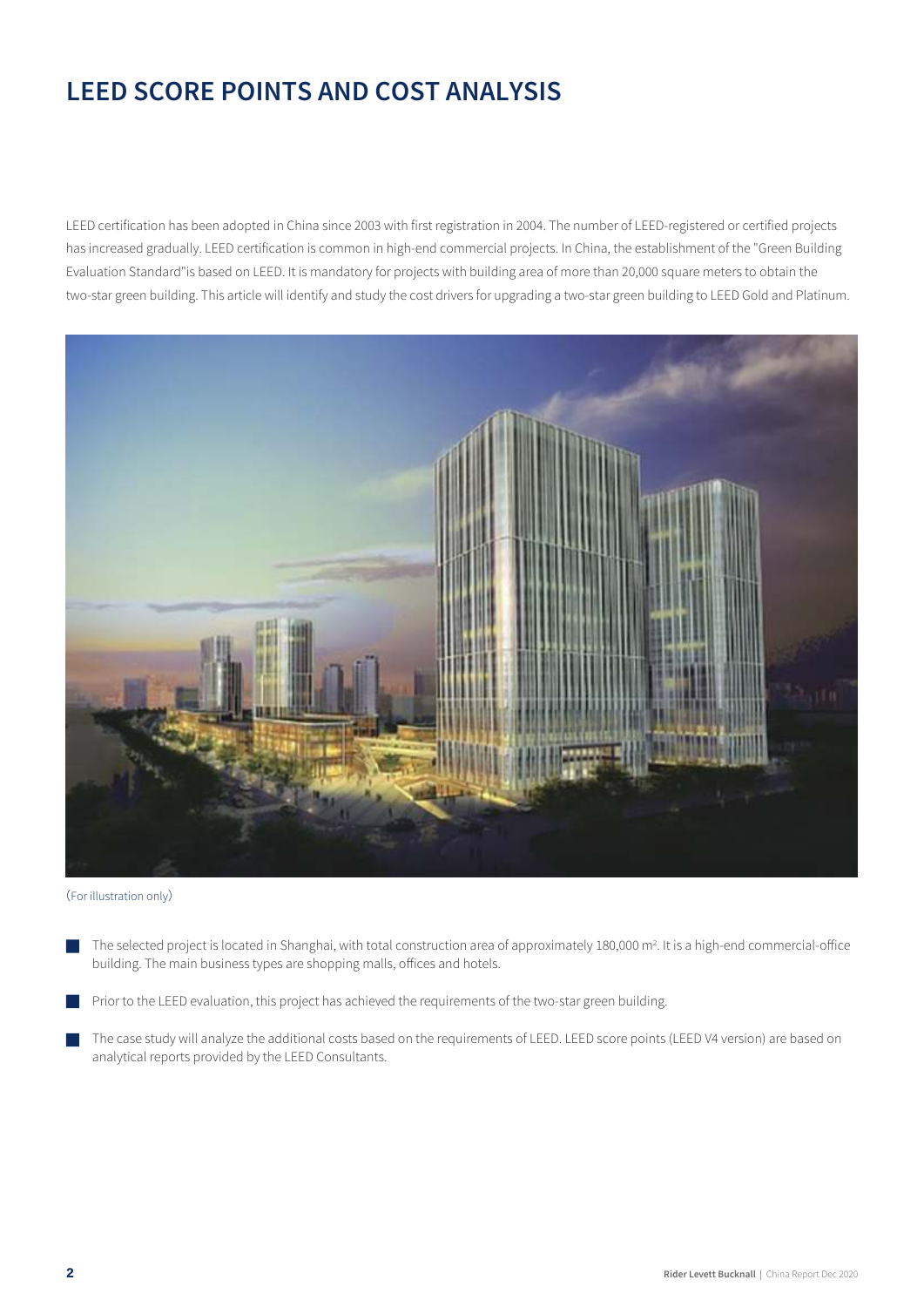# LEED SCORE POINTS AND COST ANALYSIS

LEED certification has been adopted in China since 2003 with first registration in 2004. The number of LEED-registered or certified projects has increased gradually. LEED certification is common in high-end commercial projects. In China, the establishment of the "Green Building Evaluation Standard"is based on LEED. It is mandatory for projects with building area of more than 20,000 square meters to obtain the two-star green building. This article will identify and study the cost drivers for upgrading a two-star green building to LEED Gold and Platinum.

(For illustration only)

- The selected project is located in Shanghai, with total construction area of approximately 180,000 m$^2$. It is a high-end commercial-office building. The main business types are shopping malls, offices and hotels.
- Prior to the LEED evaluation, this project has achieved the requirements of the two-star green building.
- The case study will analyze the additional costs based on the requirements of LEED. LEED score points (LEED V4 version) are based on analytical reports provided by the LEED Consultants.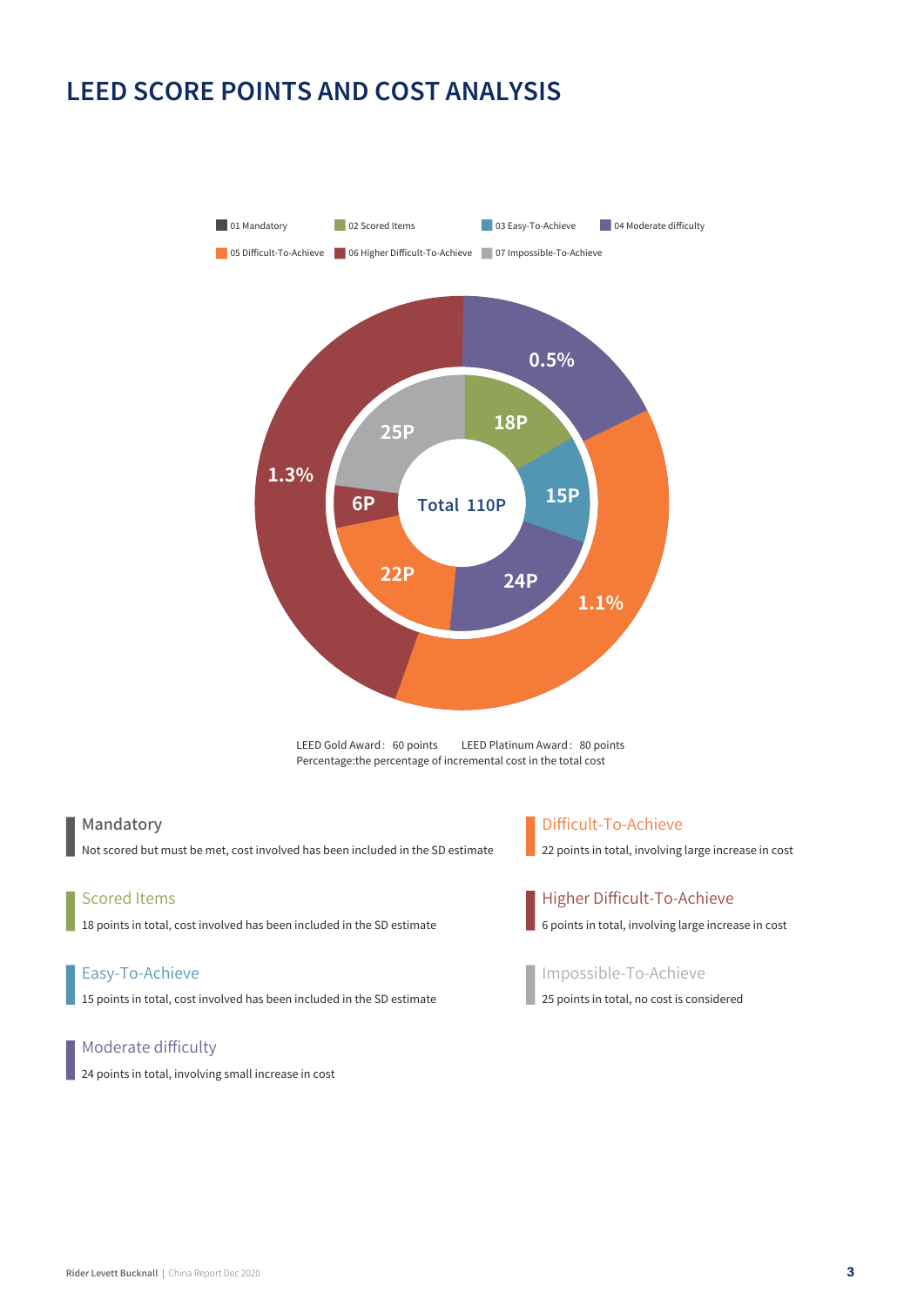# LEED SCORE POINTS AND COST ANALYSIS

01 Mandatory  02 Scored Items  03 Easy-To-Achieve  04 Moderate difficulty
05 Difficult-To-Achieve  06 Higher Difficult-To-Achieve  07 Impossible-To-Achieve

0.5%
18P
25P
1.3%
15P
6P
Total 110P
22P
24P
1.1%

LEED Gold Award： 60 points  LEED Platinum Award： 80 points
Percentage:the percentage of incremental cost in the total cost

**Mandatory**
Not scored but must be met, cost involved has been included in the SD estimate

**Scored Items**
18 points in total, cost involved has been included in the SD estimate

**Easy-To-Achieve**
15 points in total, cost involved has been included in the SD estimate

**Moderate difficulty**
24 points in total, involving small increase in cost

**Difficult-To-Achieve**
22 points in total, involving large increase in cost

**Higher Difficult-To-Achieve**
6 points in total, involving large increase in cost

**Impossible-To-Achieve**
25 points in total, no cost is considered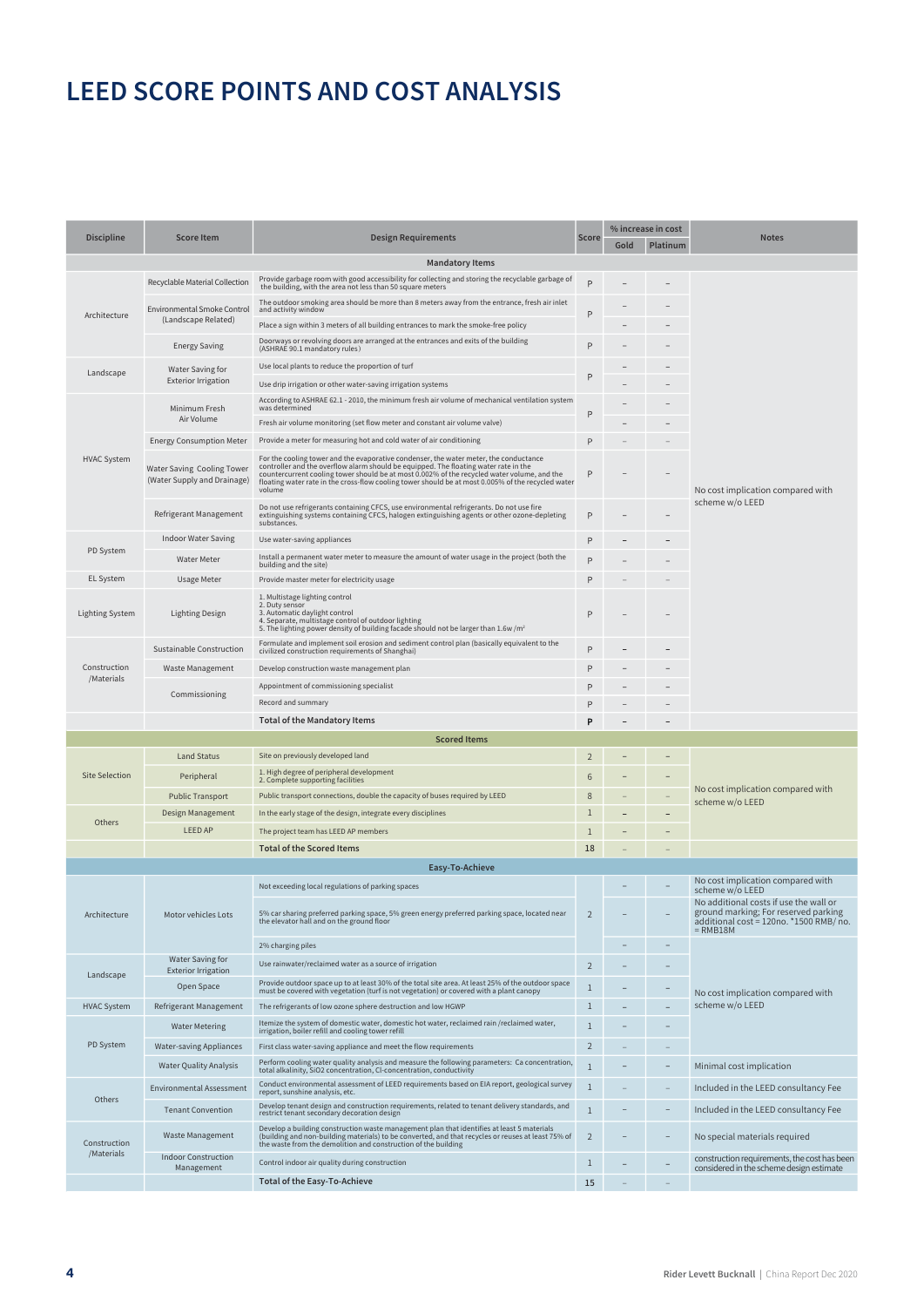# LEED SCORE POINTS AND COST ANALYSIS

| Discipline | Score Item | Design Requirements | Score | % increase in cost | | Notes |
|---|---|---|---|---|---|---|
| | | | | Gold | Platinum | |
| **Mandatory Items** | | | | | | |
| Architecture | Recyclable Material Collection | Provide garbage room with good accessibility for collecting and storing the recyclable garbage of the building, with the area not less than 50 square meters | P | – | – | No cost implication compared with scheme w/o LEED |
| | Environmental Smoke Control (Landscape Related) | The outdoor smoking area should be more than 8 meters away from the entrance, fresh air inlet and activity window | P | – | – | |
| | | Place a sign within 3 meters of all building entrances to mark the smoke-free policy | | – | – | |
| | Energy Saving | Doorways or revolving doors are arranged at the entrances and exits of the building (ASHRAE 90.1 mandatory rules) | P | – | – | |
| Landscape | Water Saving for Exterior Irrigation | Use local plants to reduce the proportion of turf | P | – | – | |
| | | Use drip irrigation or other water-saving irrigation systems | | – | – | |
| HVAC System | Minimum Fresh Air Volume | According to ASHRAE 62.1 - 2010, the minimum fresh air volume of mechanical ventilation system was determined | P | – | – | |
| | | Fresh air volume monitoring (set flow meter and constant air volume valve) | | – | – | |
| | Energy Consumption Meter | Provide a meter for measuring hot and cold water of air conditioning | P | – | – | |
| | Water Saving Cooling Tower (Water Supply and Drainage) | For the cooling tower and the evaporative condenser, the water meter, the conductance controller and the overflow alarm should be equipped. The floating water rate in the countercurrent cooling tower should be at most 0.002% of the recycled water volume, and the floating water rate in the cross-flow cooling tower should be at most 0.005% of the recycled water volume | P | – | – | |
| | Refrigerant Management | Do not use refrigerants containing CFCS, use environmental refrigerants. Do not use fire extinguishing systems containing CFCS, halogen extinguishing agents or other ozone-depleting substances. | P | – | – | |
| PD System | Indoor Water Saving | Use water-saving appliances | P | – | – | |
| | Water Meter | Install a permanent water meter to measure the amount of water usage in the project (both the building and the site) | P | – | – | |
| EL System | Usage Meter | Provide master meter for electricity usage | P | – | – | |
| Lighting System | Lighting Design | 1. Multistage lighting control<br>2. Duty sensor<br>3. Automatic daylight control<br>4. Separate, multistage control of outdoor lighting<br>5. The lighting power density of building facade should not be larger than 1.6w /m² | P | – | – | |
| Construction /Materials | Sustainable Construction | Formulate and implement soil erosion and sediment control plan (basically equivalent to the civilized construction requirements of Shanghai) | P | – | – | |
| | Waste Management | Develop construction waste management plan | P | – | – | |
| | Commissioning | Appointment of commissioning specialist | P | – | – | |
| | | Record and summary | P | – | – | |
| | | **Total of the Mandatory Items** | **P** | – | – | |
| **Scored Items** | | | | | | |
| Site Selection | Land Status | Site on previously developed land | 2 | – | – | No cost implication compared with scheme w/o LEED |
| | Peripheral | 1. High degree of peripheral development<br>2. Complete supporting facilities | 6 | – | – | |
| | Public Transport | Public transport connections, double the capacity of buses required by LEED | 8 | – | – | |
| Others | Design Management | In the early stage of the design, integrate every disciplines | 1 | – | – | |
| | LEED AP | The project team has LEED AP members | 1 | – | – | |
| | | **Total of the Scored Items** | 18 | – | – | |
| **Easy-To-Achieve** | | | | | | |
| Architecture | Motor vehicles Lots | Not exceeding local regulations of parking spaces | 2 | – | – | No cost implication compared with scheme w/o LEED |
| | | 5% car sharing preferred parking space, 5% green energy preferred parking space, located near the elevator hall and on the ground floor | | – | – | No additional costs if use the wall or ground marking; For reserved parking additional cost = 120no. *1500 RMB/ no. = RMB18M |
| | | 2% charging piles | | – | – | No cost implication compared with scheme w/o LEED |
| Landscape | Water Saving for Exterior Irrigation | Use rainwater/reclaimed water as a source of irrigation | 2 | – | – | |
| | Open Space | Provide outdoor space up to at least 30% of the total site area. At least 25% of the outdoor space must be covered with vegetation (turf is not vegetation) or covered with a plant canopy | 1 | – | – | |
| HVAC System | Refrigerant Management | The refrigerants of low ozone sphere destruction and low HGWP | 1 | – | – | |
| PD System | Water Metering | Itemize the system of domestic water, domestic hot water, reclaimed rain /reclaimed water, irrigation, boiler refill and cooling tower refill | 1 | – | – | |
| | Water-saving Appliances | First class water-saving appliance and meet the flow requirements | 2 | – | – | |
| | Water Quality Analysis | Perform cooling water quality analysis and measure the following parameters: Ca concentration, total alkalinity, SiO2 concentration, Cl-concentration, conductivity | 1 | – | – | Minimal cost implication |
| Others | Environmental Assessment | Conduct environmental assessment of LEED requirements based on EIA report, geological survey report, sunshine analysis, etc. | 1 | – | – | Included in the LEED consultancy Fee |
| | Tenant Convention | Develop tenant design and construction requirements, related to tenant delivery standards, and restrict tenant secondary decoration design | 1 | – | – | Included in the LEED consultancy Fee |
| Construction /Materials | Waste Management | Develop a building construction waste management plan that identifies at least 5 materials (building and non-building materials) to be converted, and that recycles or reuses at least 75% of the waste from the demolition and construction of the building | 2 | – | – | No special materials required |
| | Indoor Construction Management | Control indoor air quality during construction | 1 | – | – | construction requirements, the cost has been considered in the scheme design estimate |
| | | **Total of the Easy-To-Achieve** | 15 | – | – | |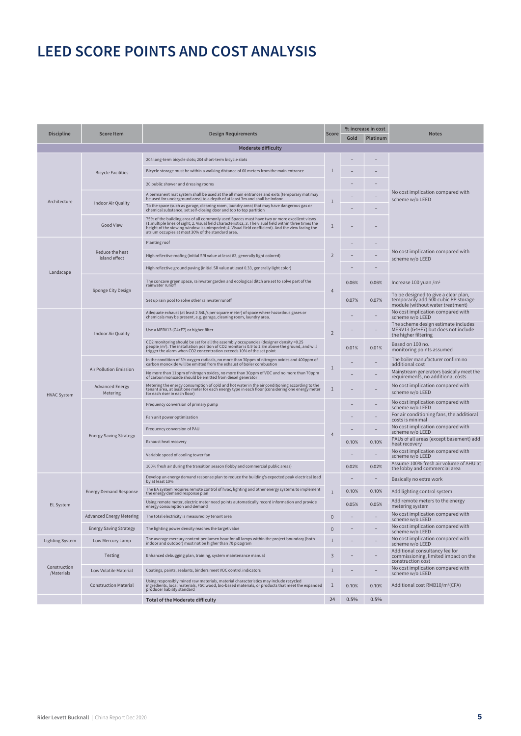# LEED SCORE POINTS AND COST ANALYSIS

| Discipline | Score Item | Design Requirements | Score | % increase in cost | | Notes |
|---|---|---|---|---|---|---|
| | | | | Gold | Platinum | |
| **Moderate difficulty** | | | | | | |
| Architecture | Bicycle Facilities | 204 long-term bicycle slots; 204 short-term bicycle slots | 1 | – | – | No cost implication compared with scheme w/o LEED |
| | | Bicycle storage must be within a walking distance of 60 meters from the main entrance | | – | – | |
| | | 20 public shower and dressing rooms | | – | – | |
| | Indoor Air Quality | A permanent mat system shall be used at the all main entrances and exits (temporary mat may be used for underground area) to a depth of at least 3m and shall be indoor | 1 | – | – | |
| | | To the space (such as garage, cleaning room, laundry area) that may have dangerous gas or chemical substance, set self-closing door and top to top partition | | – | – | |
| | Good View | 75% of the building area of all commonly used Spaces must have two or more excellent views (1.multiple lines of sight; 2. Visual field characteristics; 3. The visual field within three times the height of the viewing window is unimpeded; 4. Visual field coefficient). And the view facing the atrium occupies at most 30% of the standard area. | 1 | – | – | |
| Landscape | Reduce the heat island effect | Planting roof | 2 | – | – | No cost implication compared with scheme w/o LEED |
| | | High reflective roofing (initial SRI value at least 82, generally light colored) | | – | – | |
| | | High reflective ground paving (initial SR value at least 0.33, generally light color) | | – | – | |
| | Sponge City Design | The concave green space, rainwater garden and ecological ditch are set to solve part of the rainwater runoff | 4 | 0.06% | 0.06% | Increase 100 yuan /m² |
| | | Set up rain pool to solve other rainwater runoff | | 0.07% | 0.07% | To be designed to give a clear plan, temporarily add 500 cubic PP storage module (without water treatment) |
| HVAC System | Indoor Air Quality | Adequate exhaust (at least 2.54L/s per square meter) of space where hazardous gases or chemicals may be present, e.g. garage, cleaning room, laundry area. | 2 | – | – | No cost implication compared with scheme w/o LEED |
| | | Use a MERV13 (G4+F7) or higher filter | | – | – | The scheme design estimate includes MERV13 (G4+F7) but does not include the higher filtering |
| | | $CO_2$ monitoring should be set for all the assembly occupancies (designer density >0.25 people /m²). The installation position of $CO_2$ monitor is 0.9 to 1.8m above the ground, and will trigger the alarm when $CO_2$ concentration exceeds 10% of the set point | | 0.01% | 0.01% | Based on 100 no. monitoring points assumed |
| | Air Pollution Emission | In the condition of 3% oxygen radicals, no more than 30ppm of nitrogen oxides and 400ppm of carbon monoxide will be emitted from the exhaust of boiler combustion | 1 | – | – | The boiler manufacturer confirm no additional cost |
| | | No more than 11ppm of nitrogen oxides, no more than 30ppm of VOC and no more than 70ppm of carbon monoxide should be emitted from diesel generator | | – | – | Mainstream generators basically meet the requirements, no additional costs |
| | Advanced Energy Metering | Metering the energy consumption of cold and hot water in the air conditioning according to the tenant area, at least one meter for each energy type in each floor (considering one energy meter for each riser in each floor) | 1 | – | – | No cost implication compared with scheme w/o LEED |
| | Energy Saving Strategy | Frequency conversion of primary pump | 4 | – | – | No cost implication compared with scheme w/o LEED |
| | | Fan unit power optimization | | – | – | For air conditioning fans, the additional costs is minimal |
| | | Frequency conversion of PAU | | – | – | No cost implication compared with scheme w/o LEED |
| | | Exhaust heat recovery | | 0.10% | 0.10% | PAUs of all areas (except basement) add heat recovery |
| | | Variable speed of cooling tower fan | | – | – | No cost implication compared with scheme w/o LEED |
| | | 100% fresh air during the transition season (lobby and commercial public areas) | | 0.02% | 0.02% | Assume 100% fresh air volume of AHU at the lobby and commercial area |
| EL System | Energy Demand Response | Develop an energy demand response plan to reduce the building's expected peak electrical load by at least 10% | 1 | – | – | Basically no extra work |
| | | The BA system requires remote control of hvac, lighting and other energy systems to implement the energy demand response plan | | 0.10% | 0.10% | Add lighting control system |
| | | Using remote meter, electric meter need points automatically record information and provide energy consumption and demand | | 0.05% | 0.05% | Add remote meters to the energy metering system |
| | Advanced Energy Metering | The total electricity is measured by tenant area | 0 | – | – | No cost implication compared with scheme w/o LEED |
| | Energy Saving Strategy | The lighting power density reaches the target value | 0 | – | – | No cost implication compared with scheme w/o LEED |
| Lighting System | Low Mercury Lamp | The average mercury content per lumen hour for all lamps within the project boundary (both indoor and outdoor) must not be higher than 70 picogram | 1 | – | – | No cost implication compared with scheme w/o LEED |
| Construction /Materials | Testing | Enhanced debugging plan, training, system maintenance manual | 3 | – | – | Additional consultancy fee for commissioning, limited impact on the construction cost |
| | Low Volatile Material | Coatings, paints, sealants, binders meet VOC control indicators | 1 | – | – | No cost implication compared with scheme w/o LEED |
| | Construction Material | Using responsibly mined raw materials, material characteristics may include recycled ingredients, local materials, FSC wood, bio-based materials, or products that meet the expanded producer liability standard | 1 | 0.10% | 0.10% | Additional cost RMB10/m²(CFA) |
| | | **Total of the Moderate difficulty** | 24 | 0.5% | 0.5% | |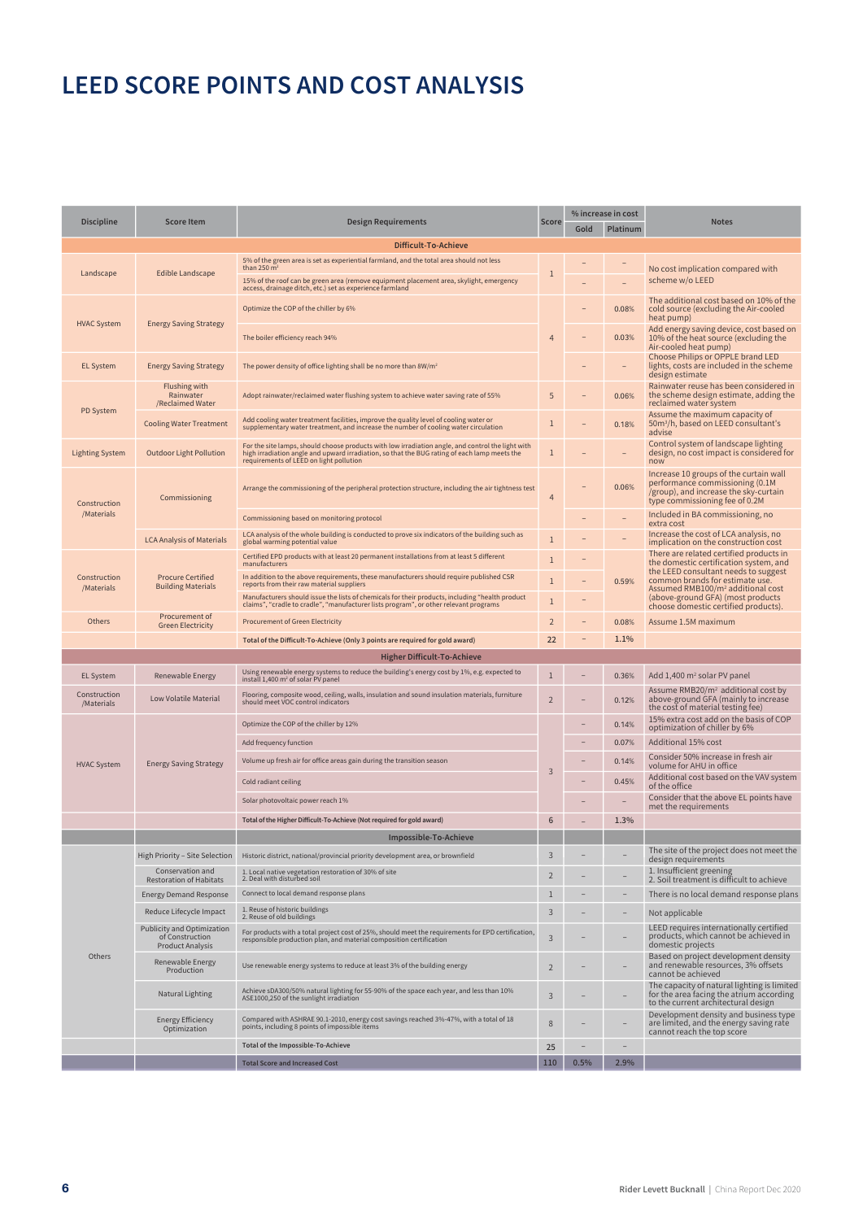# LEED SCORE POINTS AND COST ANALYSIS

| Discipline | Score Item | Design Requirements | Score | % increase in cost | | Notes |
|---|---|---|---|---|---|---|
| | | | | Gold | Platinum | |
| | | **Difficult-To-Achieve** | | | | |
| Landscape | Edible Landscape | 5% of the green area is set as experiential farmland, and the total area should not less than 250 m² | 1 | – | – | No cost implication compared with scheme w/o LEED |
| | | 15% of the roof can be green area (remove equipment placement area, skylight, emergency access, drainage ditch, etc.) set as experience farmland | | – | – | |
| HVAC System | Energy Saving Strategy | Optimize the COP of the chiller by 6% | 4 | – | 0.08% | The additional cost based on 10% of the cold source (excluding the Air-cooled heat pump) |
| | | The boiler efficiency reach 94% | | – | 0.03% | Add energy saving device, cost based on 10% of the heat source (excluding the Air-cooled heat pump) |
| EL System | Energy Saving Strategy | The power density of office lighting shall be no more than 8W/m² | | – | – | Choose Philips or OPPLE brand LED lights, costs are included in the scheme design estimate |
| PD System | Flushing with Rainwater /Reclaimed Water | Adopt rainwater/reclaimed water flushing system to achieve water saving rate of 55% | 5 | – | 0.06% | Rainwater reuse has been considered in the scheme design estimate, adding the reclaimed water system |
| | Cooling Water Treatment | Add cooling water treatment facilities, improve the quality level of cooling water or supplementary water treatment, and increase the number of cooling water circulation | 1 | – | 0.18% | Assume the maximum capacity of 50m³/h, based on LEED consultant's advise |
| Lighting System | Outdoor Light Pollution | For the site lamps, should choose products with low irradiation angle, and control the light with high irradiation angle and upward irradiation, so that the BUG rating of each lamp meets the requirements of LEED on light pollution | 1 | – | – | Control system of landscape lighting design, no cost impact is considered for now |
| Construction /Materials | Commissioning | Arrange the commissioning of the peripheral protection structure, including the air tightness test | 4 | – | 0.06% | Increase 10 groups of the curtain wall performance commissioning (0.1M /group), and increase the sky-curtain type commissioning fee of 0.2M |
| | | Commissioning based on monitoring protocol | | – | – | Included in BA commissioning, no extra cost |
| | LCA Analysis of Materials | LCA analysis of the whole building is conducted to prove six indicators of the building such as global warming potential value | 1 | – | – | Increase the cost of LCA analysis, no implication on the construction cost |
| Construction /Materials | Procure Certified Building Materials | Certified EPD products with at least 20 permanent installations from at least 5 different manufacturers | 1 | – | 0.59% | There are related certified products in the domestic certification system, and the LEED consultant needs to suggest common brands for estimate use. Assumed RMB100/m² additional cost (above-ground GFA) (most products choose domestic certified products). |
| | | In addition to the above requirements, these manufacturers should require published CSR reports from their raw material suppliers | 1 | – | | |
| | | Manufacturers should issue the lists of chemicals for their products, including "health product claims", "cradle to cradle", "manufacturer lists program", or other relevant programs | 1 | – | | |
| Others | Procurement of Green Electricity | Procurement of Green Electricity | 2 | – | 0.08% | Assume 1.5M maximum |
| | | Total of the Difficult-To-Achieve (Only 3 points are required for gold award) | 22 | – | 1.1% | |
| | | **Higher Difficult-To-Achieve** | | | | |
| EL System | Renewable Energy | Using renewable energy systems to reduce the building's energy cost by 1%, e.g. expected to install 1,400 m² of solar PV panel | 1 | – | 0.36% | Add 1,400 m² solar PV panel |
| Construction /Materials | Low Volatile Material | Flooring, composite wood, ceiling, walls, insulation and sound insulation materials, furniture should meet VOC control indicators | 2 | – | 0.12% | Assume RMB20/m² additional cost by above-ground GFA (mainly to increase the cost of material testing fee) |
| HVAC System | Energy Saving Strategy | Optimize the COP of the chiller by 12% | 3 | – | 0.14% | 15% extra cost add on the basis of COP optimization of chiller by 6% |
| | | Add frequency function | | – | 0.07% | Additional 15% cost |
| | | Volume up fresh air for office areas gain during the transition season | | – | 0.14% | Consider 50% increase in fresh air volume for AHU in office |
| | | Cold radiant ceiling | | – | 0.45% | Additional cost based on the VAV system of the office |
| | | Solar photovoltaic power reach 1% | | – | – | Consider that the above EL points have met the requirements |
| | | Total of the Higher Difficult-To-Achieve (Not required for gold award) | 6 | – | 1.3% | |
| | | **Impossible-To-Achieve** | | | | |
| Others | High Priority – Site Selection | Historic district, national/provincial priority development area, or brownfield | 3 | – | – | The site of the project does not meet the design requirements |
| | Conservation and Restoration of Habitats | 1. Local native vegetation restoration of 30% of site<br>2. Deal with disturbed soil | 2 | – | – | 1. Insufficient greening<br>2. Soil treatment is difficult to achieve |
| | Energy Demand Response | Connect to local demand response plans | 1 | – | – | There is no local demand response plans |
| | Reduce Lifecycle Impact | 1. Reuse of historic buildings<br>2. Reuse of old buildings | 3 | – | – | Not applicable |
| | Publicity and Optimization of Construction Product Analysis | For products with a total project cost of 25%, should meet the requirements for EPD certification, responsible production plan, and material composition certification | 3 | – | – | LEED requires internationally certified products, which cannot be achieved in domestic projects |
| | Renewable Energy Production | Use renewable energy systems to reduce at least 3% of the building energy | 2 | – | – | Based on project development density and renewable resources, 3% offsets cannot be achieved |
| | Natural Lighting | Achieve sDA300/50% natural lighting for 55-90% of the space each year, and less than 10% ASE1000,250 of the sunlight irradiation | 3 | – | – | The capacity of natural lighting is limited for the area facing the atrium according to the current architectural design |
| | Energy Efficiency Optimization | Compared with ASHRAE 90.1-2010, energy cost savings reached 3%-47%, with a total of 18 points, including 8 points of impossible items | 8 | – | – | Development density and business type are limited, and the energy saving rate cannot reach the top score |
| | | Total of the Impossible-To-Achieve | 25 | – | – | |
| | | **Total Score and Increased Cost** | 110 | 0.5% | 2.9% | |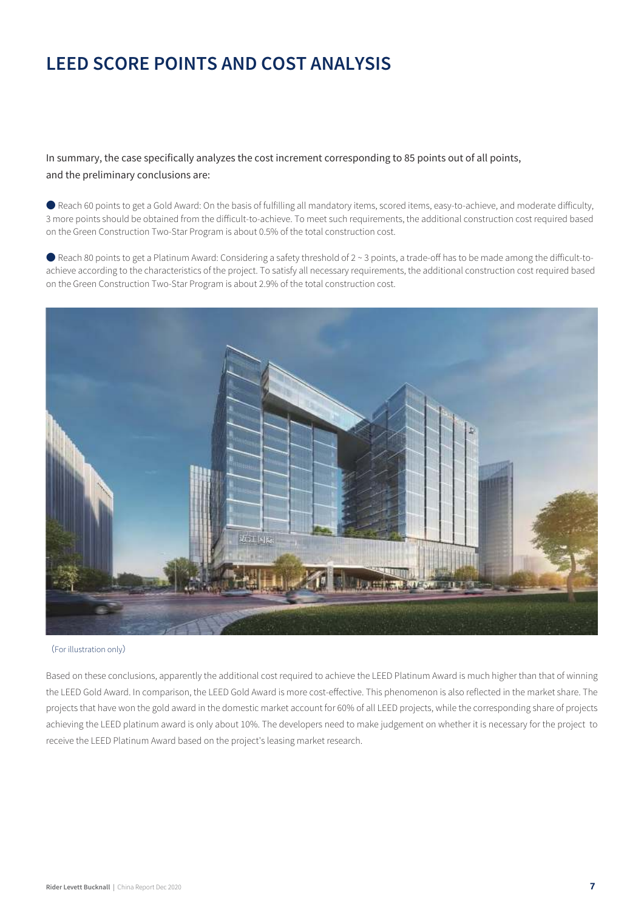# LEED SCORE POINTS AND COST ANALYSIS

In summary, the case specifically analyzes the cost increment corresponding to 85 points out of all points, and the preliminary conclusions are:

- Reach 60 points to get a Gold Award: On the basis of fulfilling all mandatory items, scored items, easy-to-achieve, and moderate difficulty, 3 more points should be obtained from the difficult-to-achieve. To meet such requirements, the additional construction cost required based on the Green Construction Two-Star Program is about 0.5% of the total construction cost.

- Reach 80 points to get a Platinum Award: Considering a safety threshold of 2 ~ 3 points, a trade-off has to be made among the difficult-to-achieve according to the characteristics of the project. To satisfy all necessary requirements, the additional construction cost required based on the Green Construction Two-Star Program is about 2.9% of the total construction cost.

(For illustration only)

Based on these conclusions, apparently the additional cost required to achieve the LEED Platinum Award is much higher than that of winning the LEED Gold Award. In comparison, the LEED Gold Award is more cost-effective. This phenomenon is also reflected in the market share. The projects that have won the gold award in the domestic market account for 60% of all LEED projects, while the corresponding share of projects achieving the LEED platinum award is only about 10%. The developers need to make judgement on whether it is necessary for the project to receive the LEED Platinum Award based on the project's leasing market research.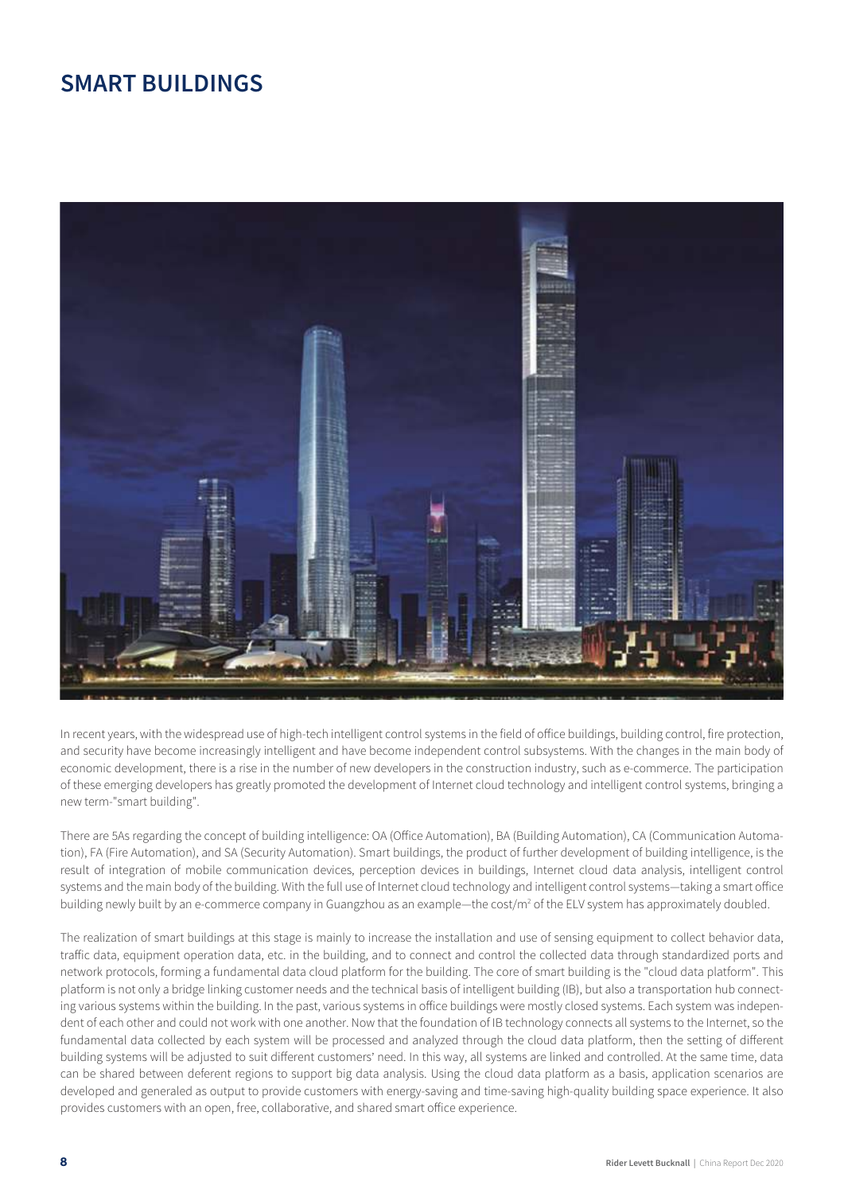# SMART BUILDINGS

In recent years, with the widespread use of high-tech intelligent control systems in the field of office buildings, building control, fire protection, and security have become increasingly intelligent and have become independent control subsystems. With the changes in the main body of economic development, there is a rise in the number of new developers in the construction industry, such as e-commerce. The participation of these emerging developers has greatly promoted the development of Internet cloud technology and intelligent control systems, bringing a new term-"smart building".

There are 5As regarding the concept of building intelligence: OA (Office Automation), BA (Building Automation), CA (Communication Automation), FA (Fire Automation), and SA (Security Automation). Smart buildings, the product of further development of building intelligence, is the result of integration of mobile communication devices, perception devices in buildings, Internet cloud data analysis, intelligent control systems and the main body of the building. With the full use of Internet cloud technology and intelligent control systems—taking a smart office building newly built by an e-commerce company in Guangzhou as an example—the cost/m$^2$ of the ELV system has approximately doubled.

The realization of smart buildings at this stage is mainly to increase the installation and use of sensing equipment to collect behavior data, traffic data, equipment operation data, etc. in the building, and to connect and control the collected data through standardized ports and network protocols, forming a fundamental data cloud platform for the building. The core of smart building is the "cloud data platform". This platform is not only a bridge linking customer needs and the technical basis of intelligent building (IB), but also a transportation hub connecting various systems within the building. In the past, various systems in office buildings were mostly closed systems. Each system was independent of each other and could not work with one another. Now that the foundation of IB technology connects all systems to the Internet, so the fundamental data collected by each system will be processed and analyzed through the cloud data platform, then the setting of different building systems will be adjusted to suit different customers' need. In this way, all systems are linked and controlled. At the same time, data can be shared between deferent regions to support big data analysis. Using the cloud data platform as a basis, application scenarios are developed and generaled as output to provide customers with energy-saving and time-saving high-quality building space experience. It also provides customers with an open, free, collaborative, and shared smart office experience.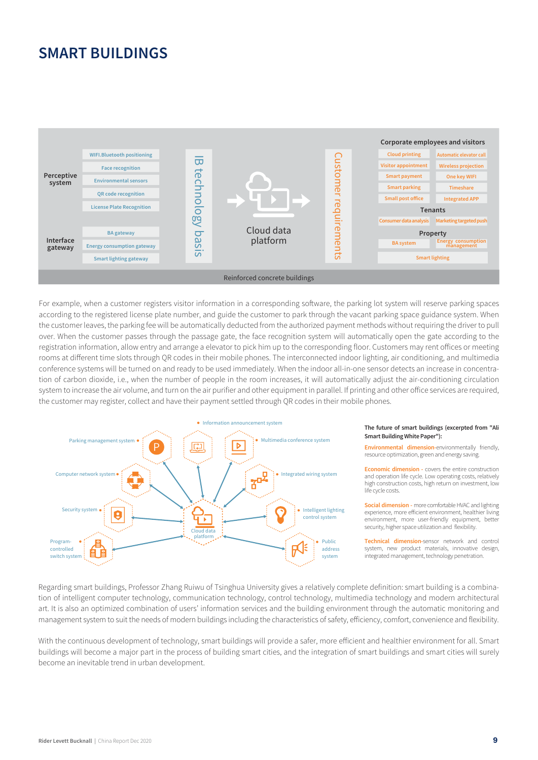# SMART BUILDINGS

Perceptive system

- WIFI.Bluetooth positioning
- Face recognition
- Environmental sensors
- QR code recognition
- License Plate Recognition

Interface gateway

- BA gateway
- Energy consumption gateway
- Smart lighting gateway

IB technology basis

Cloud data platform

Customer requirements

Corporate employees and visitors

- Cloud printing
- Automatic elevator call
- Visitor appointment
- Wireless projection
- Smart payment
- One key WIFI
- Smart parking
- Timeshare
- Small post office
- Integrated APP

Tenants

- Consumer data analysis
- Marketing targeted push

Property

- BA system
- Energy consumption management
- Smart lighting

Reinforced concrete buildings

For example, when a customer registers visitor information in a corresponding software, the parking lot system will reserve parking spaces according to the registered license plate number, and guide the customer to park through the vacant parking space guidance system. When the customer leaves, the parking fee will be automatically deducted from the authorized payment methods without requiring the driver to pull over. When the customer passes through the passage gate, the face recognition system will automatically open the gate according to the registration information, allow entry and arrange a elevator to pick him up to the corresponding floor. Customers may rent offices or meeting rooms at different time slots through QR codes in their mobile phones. The interconnected indoor lighting, air conditioning, and multimedia conference systems will be turned on and ready to be used immediately. When the indoor all-in-one sensor detects an increase in concentration of carbon dioxide, i.e., when the number of people in the room increases, it will automatically adjust the air-conditioning circulation system to increase the air volume, and turn on the air purifier and other equipment in parallel. If printing and other office services are required, the customer may register, collect and have their payment settled through QR codes in their mobile phones.

- Information announcement system
- Parking management system
- Multimedia conference system
- Computer network system
- Integrated wiring system
- Security system
- Intelligent lighting control system
- Program-controlled switch system
- Public address system

Cloud data platform

**The future of smart buildings (excerpted from "Ali Smart Building White Paper"):**

Environmental dimension-environmentally friendly, resource optimization, green and energy saving.

Economic dimension - covers the entire construction and operation life cycle. Low operating costs, relatively high construction costs, high return on investment, low life cycle costs.

Social dimension - more comfortable HVAC and lighting experience, more efficient environment, healthier living environment, more user-friendly equipment, better security, higher space utilization and flexibility.

Technical dimension-sensor network and control system, new product materials, innovative design, integrated management, technology penetration.

Regarding smart buildings, Professor Zhang Ruiwu of Tsinghua University gives a relatively complete definition: smart building is a combination of intelligent computer technology, communication technology, control technology, multimedia technology and modern architectural art. It is also an optimized combination of users' information services and the building environment through the automatic monitoring and management system to suit the needs of modern buildings including the characteristics of safety, efficiency, comfort, convenience and flexibility.

With the continuous development of technology, smart buildings will provide a safer, more efficient and healthier environment for all. Smart buildings will become a major part in the process of building smart cities, and the integration of smart buildings and smart cities will surely become an inevitable trend in urban development.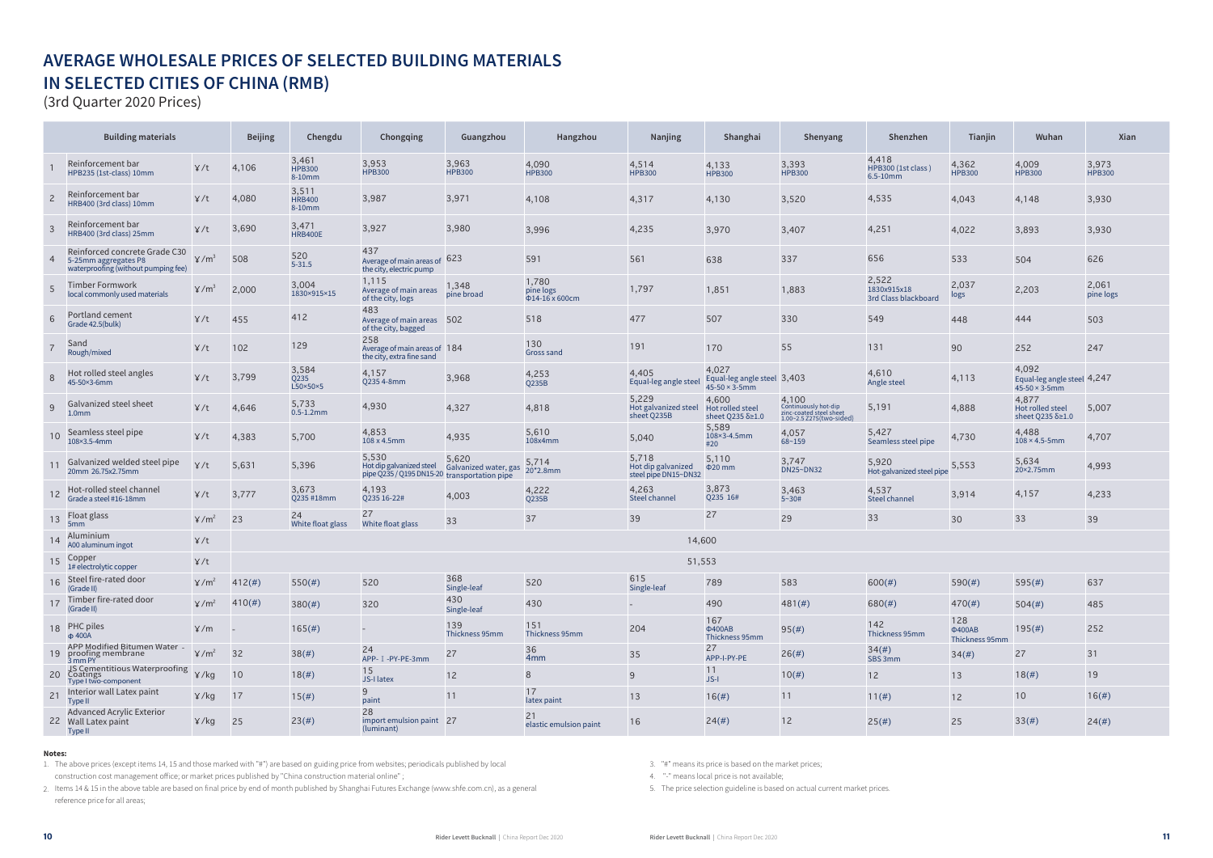## AVERAGE WHOLESALE PRICES OF SELECTED BUILDING MATERIALS IN SELECTED CITIES OF CHINA (RMB)

(3rd Quarter 2020 Prices)

| | Building materials | | Beijing | Chengdu | Chongqing | Guangzhou | Hangzhou | Nanjing | Shanghai | Shenyang | Shenzhen | Tianjin | Wuhan | Xian |
|---|---|---|---|---|---|---|---|---|---|---|---|---|---|---|
| 1 | Reinforcement bar HPB235 (1st-class) 10mm | ¥/t | 4,106 | 3,461 HPB300 8-10mm | 3,953 HPB300 | 3,963 HPB300 | 4,090 HPB300 | 4,514 HPB300 | 4,133 HPB300 | 3,393 HPB300 | 4,418 HPB300 (1st class) 6.5-10mm | 4,362 HPB300 | 4,009 HPB300 | 3,973 HPB300 |
| 2 | Reinforcement bar HRB400 (3rd class) 10mm | ¥/t | 4,080 | 3,511 HRB400 8-10mm | 3,987 | 3,971 | 4,108 | 4,317 | 4,130 | 3,520 | 4,535 | 4,043 | 4,148 | 3,930 |
| 3 | Reinforcement bar HRB400 (3rd class) 25mm | ¥/t | 3,690 | 3,471 HRB400E | 3,927 | 3,980 | 3,996 | 4,235 | 3,970 | 3,407 | 4,251 | 4,022 | 3,893 | 3,930 |
| 4 | Reinforced concrete Grade C30 5-25mm aggregates P8 waterproofing (without pumping fee) | ¥/m³ | 508 | 520 5-31.5 | 437 Average of main areas of the city, electric pump | 623 | 591 | 561 | 638 | 337 | 656 | 533 | 504 | 626 |
| 5 | Timber Formwork local commonly used materials | ¥/m³ | 2,000 | 3,004 1830×915×15 | 1,115 Average of main areas of the city, logs | 1,348 pine broad | 1,780 pine logs Φ14-16 x 600cm | 1,797 | 1,851 | 1,883 | 2,522 1830x915x18 3rd Class blackboard | 2,037 logs | 2,203 | 2,061 pine logs |
| 6 | Portland cement Grade 42.5(bulk) | ¥/t | 455 | 412 | 483 Average of main areas of the city, bagged | 502 | 518 | 477 | 507 | 330 | 549 | 448 | 444 | 503 |
| 7 | Sand Rough/mixed | ¥/t | 102 | 129 | 258 Average of main areas of the city, extra fine sand | 184 | 130 Gross sand | 191 | 170 | 55 | 131 | 90 | 252 | 247 |
| 8 | Hot rolled steel angles 45-50×3-6mm | ¥/t | 3,799 | 3,584 Q235 L50×50×5 | 4,157 Q235 4-8mm | 3,968 | 4,253 Q235B | 4,405 Equal-leg angle steel | 4,027 Equal-leg angle steel 45-50 × 3-5mm | 3,403 | 4,610 Angle steel | 4,113 | 4,092 Equal-leg angle steel 45-50 × 3-5mm | 4,247 |
| 9 | Galvanized steel sheet 1.0mm | ¥/t | 4,646 | 5,733 0.5-1.2mm | 4,930 | 4,327 | 4,818 | 5,229 Hot galvanized steel sheet Q235B | 4,600 Hot rolled steel sheet Q235 δ≥1.0 | 4,100 Continuously hot-dip zinc-coated steel sheet 1.00~2.5 Z275(two-sided) | 5,191 | 4,888 | 4,877 Hot rolled steel sheet Q235 δ≥1.0 | 5,007 |
| 10 | Seamless steel pipe 108×3.5-4mm | ¥/t | 4,383 | 5,700 | 4,853 108 x 4.5mm | 4,935 | 5,610 108x4mm | 5,040 | 5,589 108×3-4.5mm #20 | 4,057 68~159 | 5,427 Seamless steel pipe | 4,730 | 4,488 108 × 4.5-5mm | 4,707 |
| 11 | Galvanized welded steel pipe 20mm 26.75x2.75mm | ¥/t | 5,631 | 5,396 | 5,530 Hot dip galvanized steel pipe Q235 / Q195 DN15-20 | 5,620 Galvanized water, gas transportation pipe | 5,714 20*2.8mm | 5,718 Hot dip galvanized steel pipe DN15~DN32 | 5,110 Φ20 mm | 3,747 DN25~DN32 | 5,920 Hot-galvanized steel pipe | 5,553 | 5,634 20×2.75mm | 4,993 |
| 12 | Hot-rolled steel channel Grade a steel #16-18mm | ¥/t | 3,777 | 3,673 Q235 #18mm | 4,193 Q235 16-22# | 4,003 | 4,222 Q235B | 4,263 Steel channel | 3,873 Q235 16# | 3,463 5~30# | 4,537 Steel channel | 3,914 | 4,157 | 4,233 |
| 13 | Float glass 5mm | ¥/m² | 23 | 24 White float glass | 27 White float glass | 33 | 37 | 39 | 27 | 29 | 33 | 30 | 33 | 39 |
| 14 | Aluminium A00 aluminum ingot | ¥/t | 14,600 | | | | | | | | | | | |
| 15 | Copper 1# electrolytic copper | ¥/t | 51,553 | | | | | | | | | | | |
| 16 | Steel fire-rated door (Grade II) | ¥/m² | 412(#) | 550(#) | 520 | 368 Single-leaf | 520 | 615 Single-leaf | 789 | 583 | 600(#) | 590(#) | 595(#) | 637 |
| 17 | Timber fire-rated door (Grade II) | ¥/m² | 410(#) | 380(#) | 320 | 430 Single-leaf | 430 | - | 490 | 481(#) | 680(#) | 470(#) | 504(#) | 485 |
| 18 | PHC piles Φ 400A | ¥/m | - | 165(#) | - | 139 Thickness 95mm | 151 Thickness 95mm | 204 | 167 Φ400AB Thickness 95mm | 95(#) | 142 Thickness 95mm | 128 Φ400AB Thickness 95mm | 195(#) | 252 |
| 19 | APP Modified Bitumen Water - proofing membrane 3 mm PY | ¥/m² | 32 | 38(#) | 24 APP- I -PY-PE-3mm | 27 | 36 4mm | 35 | 27 APP-I-PY-PE | 26(#) | 34(#) SBS 3mm | 34(#) | 27 | 31 |
| 20 | JS Cementitious Waterproofing Coatings Type I two-component | ¥/kg | 10 | 18(#) | 15 JS-I latex | 12 | 8 | 9 | 11 JS-I | 10(#) | 12 | 13 | 18(#) | 19 |
| 21 | Interior wall Latex paint Type II | ¥/kg | 17 | 15(#) | 9 paint | 11 | 17 latex paint | 13 | 16(#) | 11 | 11(#) | 12 | 10 | 16(#) |
| 22 | Advanced Acrylic Exterior Wall Latex paint Type II | ¥/kg | 25 | 23(#) | 28 import emulsion paint (luminant) | 27 | 21 elastic emulsion paint | 16 | 24(#) | 12 | 25(#) | 25 | 33(#) | 24(#) |

**Notes:**

1. The above prices (except items 14, 15 and those marked with "#") are based on guiding price from websites; periodicals published by local construction cost management office; or market prices published by "China construction material online" ;
2. Items 14 & 15 in the above table are based on final price by end of month published by Shanghai Futures Exchange (www.shfe.com.cn), as a general reference price for all areas;
3. "#" means its price is based on the market prices;
4. "-" means local price is not available;
5. The price selection guideline is based on actual current market prices.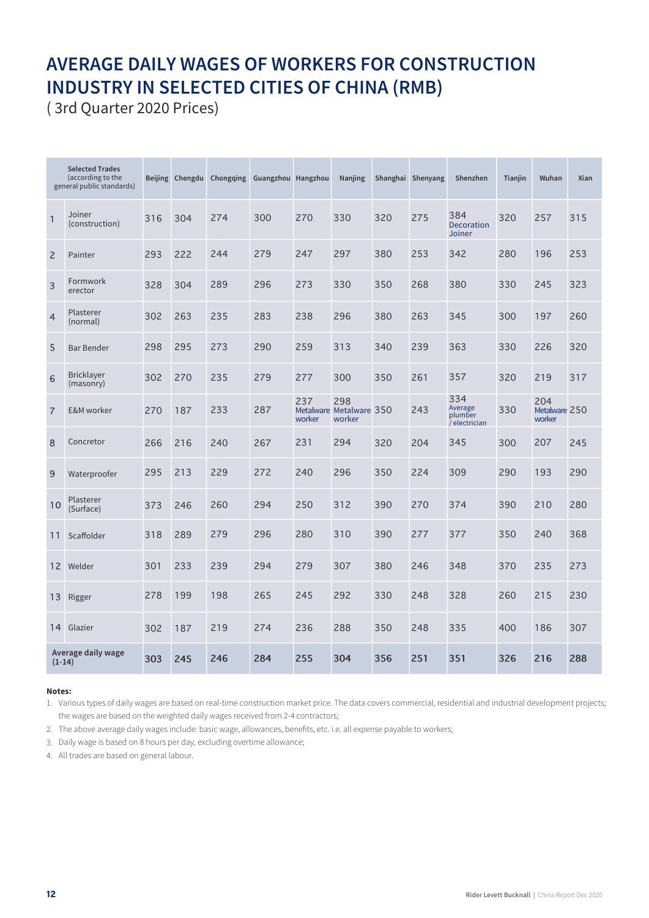# AVERAGE DAILY WAGES OF WORKERS FOR CONSTRUCTION INDUSTRY IN SELECTED CITIES OF CHINA (RMB)

( 3rd Quarter 2020 Prices)

| | Selected Trades (according to the general public standards) | Beijing | Chengdu | Chongqing | Guangzhou | Hangzhou | Nanjing | Shanghai | Shenyang | Shenzhen | Tianjin | Wuhan | Xian |
|---|---|---|---|---|---|---|---|---|---|---|---|---|---|
| 1 | Joiner (construction) | 316 | 304 | 274 | 300 | 270 | 330 | 320 | 275 | 384 Decoration Joiner | 320 | 257 | 315 |
| 2 | Painter | 293 | 222 | 244 | 279 | 247 | 297 | 380 | 253 | 342 | 280 | 196 | 253 |
| 3 | Formwork erector | 328 | 304 | 289 | 296 | 273 | 330 | 350 | 268 | 380 | 330 | 245 | 323 |
| 4 | Plasterer (normal) | 302 | 263 | 235 | 283 | 238 | 296 | 380 | 263 | 345 | 300 | 197 | 260 |
| 5 | Bar Bender | 298 | 295 | 273 | 290 | 259 | 313 | 340 | 239 | 363 | 330 | 226 | 320 |
| 6 | Bricklayer (masonry) | 302 | 270 | 235 | 279 | 277 | 300 | 350 | 261 | 357 | 320 | 219 | 317 |
| 7 | E&M worker | 270 | 187 | 233 | 287 | 237 Metalware worker | 298 Metalware worker | 350 | 243 | 334 Average plumber / electrician | 330 | 204 Metalware worker | 250 |
| 8 | Concretor | 266 | 216 | 240 | 267 | 231 | 294 | 320 | 204 | 345 | 300 | 207 | 245 |
| 9 | Waterproofer | 295 | 213 | 229 | 272 | 240 | 296 | 350 | 224 | 309 | 290 | 193 | 290 |
| 10 | Plasterer (Surface) | 373 | 246 | 260 | 294 | 250 | 312 | 390 | 270 | 374 | 390 | 210 | 280 |
| 11 | Scaffolder | 318 | 289 | 279 | 296 | 280 | 310 | 390 | 277 | 377 | 350 | 240 | 368 |
| 12 | Welder | 301 | 233 | 239 | 294 | 279 | 307 | 380 | 246 | 348 | 370 | 235 | 273 |
| 13 | Rigger | 278 | 199 | 198 | 265 | 245 | 292 | 330 | 248 | 328 | 260 | 215 | 230 |
| 14 | Glazier | 302 | 187 | 219 | 274 | 236 | 288 | 350 | 248 | 335 | 400 | 186 | 307 |
| **Average daily wage (1-14)** | | **303** | **245** | **246** | **284** | **255** | **304** | **356** | **251** | **351** | **326** | **216** | **288** |

**Notes:**

1. Various types of daily wages are based on real-time construction market price. The data covers commercial, residential and industrial development projects; the wages are based on the weighted daily wages received from 2-4 contractors;
2. The above average daily wages include: basic wage, allowances, benefits, etc. i.e. all expense payable to workers;
3. Daily wage is based on 8 hours per day, excluding overtime allowance;
4. All trades are based on general labour.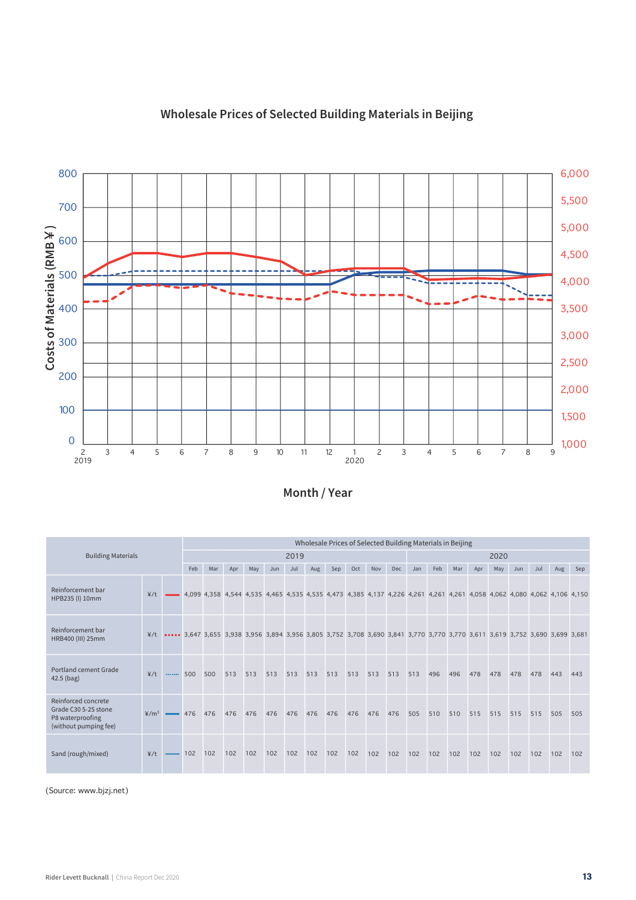## Wholesale Prices of Selected Building Materials in Beijing

Costs of Materials (RMB ¥)

Month / Year

| Building Materials | | | 2019 | | | | | | | | | | | 2020 | | | | | | | | |
|---|---|---|---|---|---|---|---|---|---|---|---|---|---|---|---|---|---|---|---|---|---|---|
| | | | Feb | Mar | Apr | May | Jun | Jul | Aug | Sep | Oct | Nov | Dec | Jan | Feb | Mar | Apr | May | Jun | Jul | Aug | Sep |
| Reinforcement bar HPB235 (I) 10mm | ¥/t | solid red line | 4,099 | 4,358 | 4,544 | 4,535 | 4,465 | 4,535 | 4,535 | 4,473 | 4,385 | 4,137 | 4,226 | 4,261 | 4,261 | 4,261 | 4,058 | 4,062 | 4,080 | 4,062 | 4,106 | 4,150 |
| Reinforcement bar HRB400 (III) 25mm | ¥/t | dashed red line | 3,647 | 3,655 | 3,938 | 3,956 | 3,894 | 3,956 | 3,805 | 3,752 | 3,708 | 3,690 | 3,841 | 3,770 | 3,770 | 3,770 | 3,611 | 3,619 | 3,752 | 3,690 | 3,699 | 3,681 |
| Portland cement Grade 42.5 (bag) | ¥/t | dotted blue line | 500 | 500 | 513 | 513 | 513 | 513 | 513 | 513 | 513 | 513 | 513 | 513 | 496 | 496 | 478 | 478 | 478 | 478 | 443 | 443 |
| Reinforced concrete Grade C30 5-25 stone P8 waterproofing (without pumping fee) | ¥/m³ | thick blue line | 476 | 476 | 476 | 476 | 476 | 476 | 476 | 476 | 476 | 476 | 476 | 505 | 510 | 510 | 515 | 515 | 515 | 515 | 505 | 505 |
| Sand (rough/mixed) | ¥/t | thin blue line | 102 | 102 | 102 | 102 | 102 | 102 | 102 | 102 | 102 | 102 | 102 | 102 | 102 | 102 | 102 | 102 | 102 | 102 | 102 | 102 |

(Source: www.bjzj.net)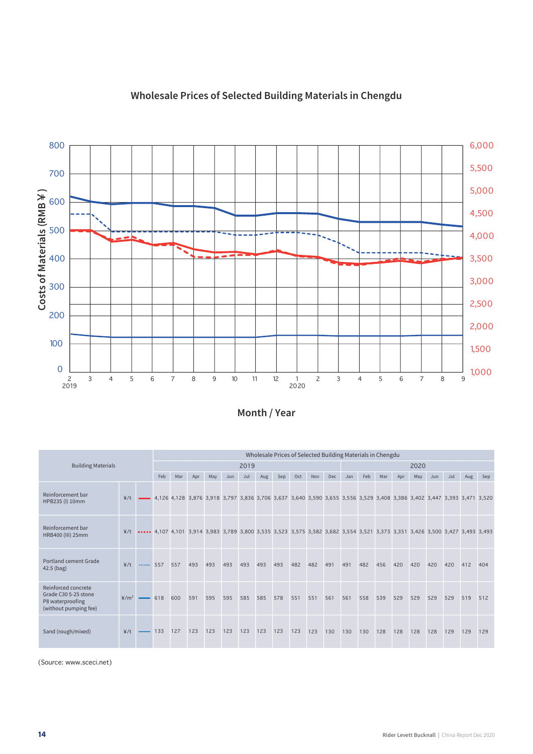## Wholesale Prices of Selected Building Materials in Chengdu

| Building Materials | | | 2019 | | | | | | | | | | | 2020 | | | | | | | | |
|---|---|---|---|---|---|---|---|---|---|---|---|---|---|---|---|---|---|---|---|---|---|---|
| | | | Feb | Mar | Apr | May | Jun | Jul | Aug | Sep | Oct | Nov | Dec | Jan | Feb | Mar | Apr | May | Jun | Jul | Aug | Sep |
| Reinforcement bar HPB235 (I) 10mm | ¥/t | | 4,126 | 4,128 | 3,876 | 3,918 | 3,797 | 3,836 | 3,706 | 3,637 | 3,640 | 3,590 | 3,655 | 3,556 | 3,529 | 3,408 | 3,386 | 3,402 | 3,447 | 3,393 | 3,471 | 3,520 |
| Reinforcement bar HRB400 (III) 25mm | ¥/t | | 4,107 | 4,101 | 3,914 | 3,983 | 3,789 | 3,800 | 3,535 | 3,523 | 3,575 | 3,582 | 3,682 | 3,554 | 3,521 | 3,373 | 3,351 | 3,426 | 3,500 | 3,427 | 3,493 | 3,493 |
| Portland cement Grade 42.5 (bag) | ¥/t | | 557 | 557 | 493 | 493 | 493 | 493 | 493 | 493 | 482 | 482 | 491 | 491 | 482 | 456 | 420 | 420 | 420 | 420 | 412 | 404 |
| Reinforced concrete Grade C30 5-25 stone P8 waterproofing (without pumping fee) | ¥/m³ | | 618 | 600 | 591 | 595 | 595 | 585 | 585 | 578 | 551 | 551 | 561 | 561 | 558 | 539 | 529 | 529 | 529 | 529 | 519 | 512 |
| Sand (rough/mixed) | ¥/t | | 133 | 127 | 123 | 123 | 123 | 123 | 123 | 123 | 123 | 123 | 130 | 130 | 130 | 128 | 128 | 128 | 128 | 129 | 129 | 129 |

(Source: www.sceci.net)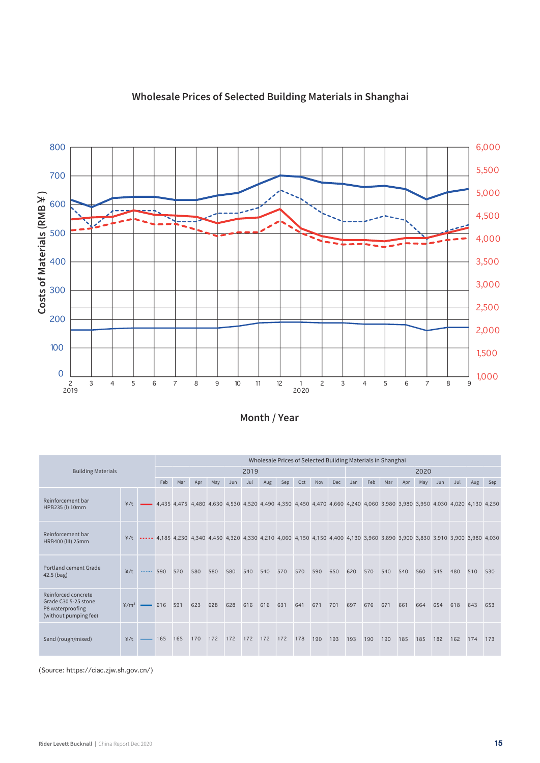## Wholesale Prices of Selected Building Materials in Shanghai

Costs of Materials (RMB ¥)

Month / Year

| Building Materials | | | Wholesale Prices of Selected Building Materials in Shanghai | | | | | | | | | | | | | | | | | | | |
|---|---|---|---|---|---|---|---|---|---|---|---|---|---|---|---|---|---|---|---|---|---|---|
| | | | 2019 | | | | | | | | | | | 2020 | | | | | | | | |
| | | | Feb | Mar | Apr | May | Jun | Jul | Aug | Sep | Oct | Nov | Dec | Jan | Feb | Mar | Apr | May | Jun | Jul | Aug | Sep |
| Reinforcement bar HPB235 (I) 10mm | ¥/t | | 4,435 | 4,475 | 4,480 | 4,630 | 4,530 | 4,520 | 4,490 | 4,350 | 4,450 | 4,470 | 4,660 | 4,240 | 4,060 | 3,980 | 3,980 | 3,950 | 4,030 | 4,020 | 4,130 | 4,250 |
| Reinforcement bar HRB400 (III) 25mm | ¥/t | | 4,185 | 4,230 | 4,340 | 4,450 | 4,320 | 4,330 | 4,210 | 4,060 | 4,150 | 4,150 | 4,400 | 4,130 | 3,960 | 3,890 | 3,900 | 3,830 | 3,910 | 3,900 | 3,980 | 4,030 |
| Portland cement Grade 42.5 (bag) | ¥/t | | 590 | 520 | 580 | 580 | 580 | 540 | 540 | 570 | 570 | 590 | 650 | 620 | 570 | 540 | 540 | 560 | 545 | 480 | 510 | 530 |
| Reinforced concrete Grade C30 5-25 stone P8 waterproofing (without pumping fee) | ¥/m³ | | 616 | 591 | 623 | 628 | 628 | 616 | 616 | 631 | 641 | 671 | 701 | 697 | 676 | 671 | 661 | 664 | 654 | 618 | 643 | 653 |
| Sand (rough/mixed) | ¥/t | | 165 | 165 | 170 | 172 | 172 | 172 | 172 | 172 | 178 | 190 | 193 | 193 | 190 | 190 | 185 | 185 | 182 | 162 | 174 | 173 |

(Source: https://ciac.zjw.sh.gov.cn/)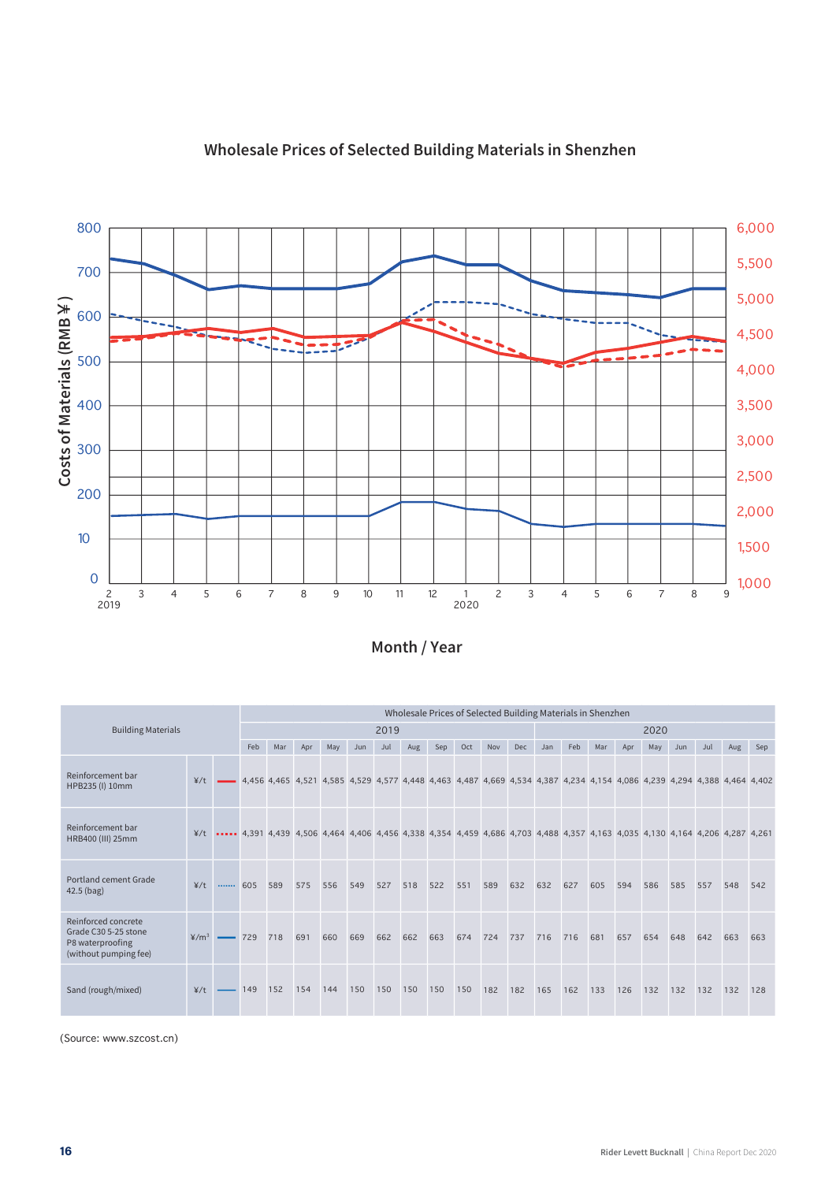## Wholesale Prices of Selected Building Materials in Shenzhen

| Building Materials | | | 2019 | | | | | | | | | | | 2020 | | | | | | | | |
|---|---|---|---|---|---|---|---|---|---|---|---|---|---|---|---|---|---|---|---|---|---|---|
| | | | Feb | Mar | Apr | May | Jun | Jul | Aug | Sep | Oct | Nov | Dec | Jan | Feb | Mar | Apr | May | Jun | Jul | Aug | Sep |
| Reinforcement bar HPB235 (I) 10mm | ¥/t | ━━ | 4,456 | 4,465 | 4,521 | 4,585 | 4,529 | 4,577 | 4,448 | 4,463 | 4,487 | 4,669 | 4,534 | 4,387 | 4,234 | 4,154 | 4,086 | 4,239 | 4,294 | 4,388 | 4,464 | 4,402 |
| Reinforcement bar HRB400 (III) 25mm | ¥/t | ····· | 4,391 | 4,439 | 4,506 | 4,464 | 4,406 | 4,456 | 4,338 | 4,354 | 4,459 | 4,686 | 4,703 | 4,488 | 4,357 | 4,163 | 4,035 | 4,130 | 4,164 | 4,206 | 4,287 | 4,261 |
| Portland cement Grade 42.5 (bag) | ¥/t | ······ | 605 | 589 | 575 | 556 | 549 | 527 | 518 | 522 | 551 | 589 | 632 | 632 | 627 | 605 | 594 | 586 | 585 | 557 | 548 | 542 |
| Reinforced concrete Grade C30 5-25 stone P8 waterproofing (without pumping fee) | ¥/m³ | ━━ | 729 | 718 | 691 | 660 | 669 | 662 | 662 | 663 | 674 | 724 | 737 | 716 | 716 | 681 | 657 | 654 | 648 | 642 | 663 | 663 |
| Sand (rough/mixed) | ¥/t | ── | 149 | 152 | 154 | 144 | 150 | 150 | 150 | 150 | 150 | 182 | 182 | 165 | 162 | 133 | 126 | 132 | 132 | 132 | 132 | 128 |

(Source: www.szcost.cn)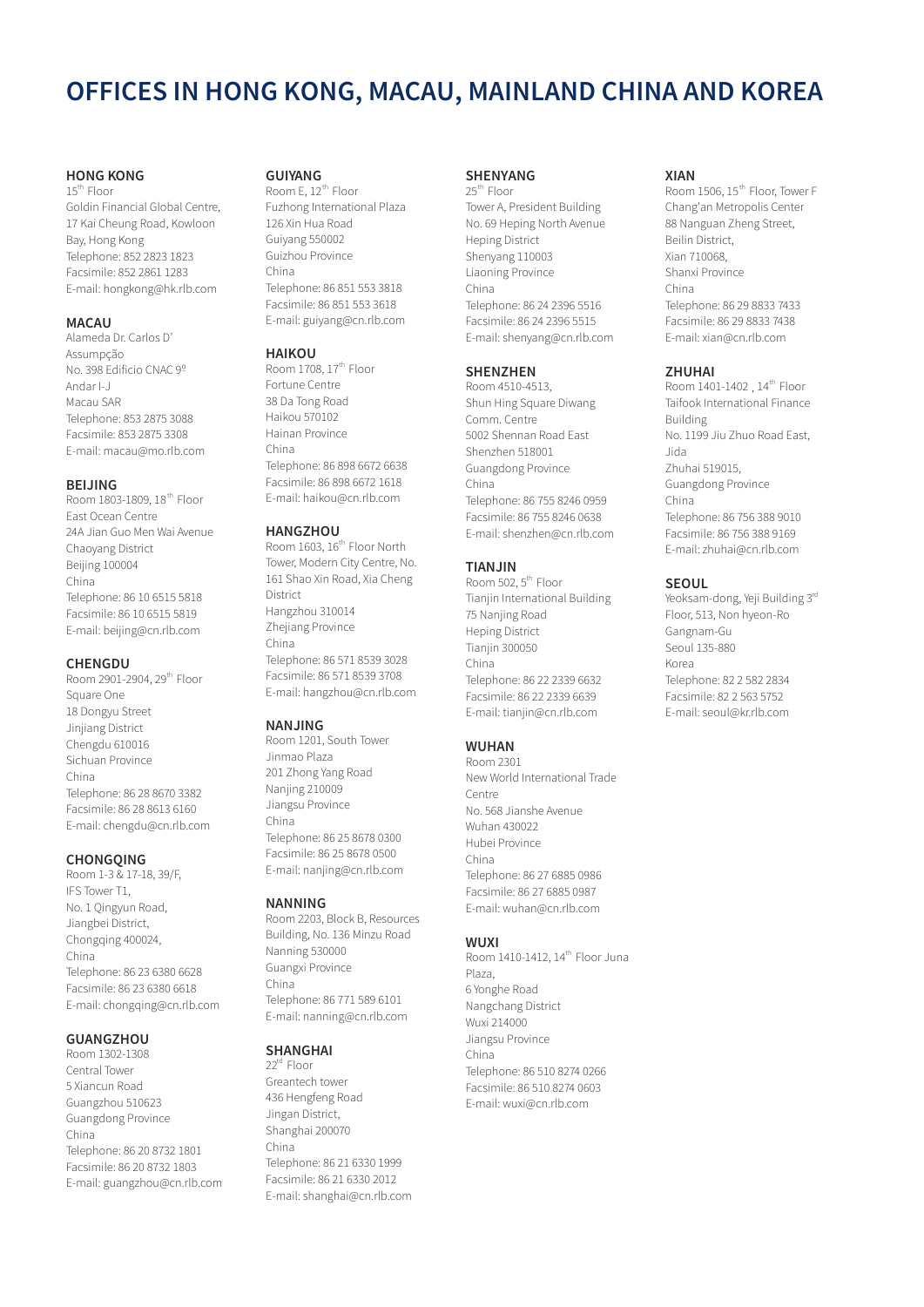# OFFICES IN HONG KONG, MACAU, MAINLAND CHINA AND KOREA

### HONG KONG
15th Floor
Goldin Financial Global Centre,
17 Kai Cheung Road, Kowloon
Bay, Hong Kong
Telephone: 852 2823 1823
Facsimile: 852 2861 1283
E-mail: hongkong@hk.rlb.com

### MACAU
Alameda Dr. Carlos D'
Assumpção
No. 398 Edificio CNAC 9º
Andar I-J
Macau SAR
Telephone: 853 2875 3088
Facsimile: 853 2875 3308
E-mail: macau@mo.rlb.com

### BEIJING
Room 1803-1809, 18th Floor
East Ocean Centre
24A Jian Guo Men Wai Avenue
Chaoyang District
Beijing 100004
China
Telephone: 86 10 6515 5818
Facsimile: 86 10 6515 5819
E-mail: beijing@cn.rlb.com

### CHENGDU
Room 2901-2904, 29th Floor
Square One
18 Dongyu Street
Jinjiang District
Chengdu 610016
Sichuan Province
China
Telephone: 86 28 8670 3382
Facsimile: 86 28 8613 6160
E-mail: chengdu@cn.rlb.com

### CHONGQING
Room 1-3 & 17-18, 39/F,
IFS Tower T1,
No. 1 Qingyun Road,
Jiangbei District,
Chongqing 400024,
China
Telephone: 86 23 6380 6628
Facsimile: 86 23 6380 6618
E-mail: chongqing@cn.rlb.com

### GUANGZHOU
Room 1302-1308
Central Tower
5 Xiancun Road
Guangzhou 510623
Guangdong Province
China
Telephone: 86 20 8732 1801
Facsimile: 86 20 8732 1803
E-mail: guangzhou@cn.rlb.com

### GUIYANG
Room E, 12th Floor
Fuzhong International Plaza
126 Xin Hua Road
Guiyang 550002
Guizhou Province
China
Telephone: 86 851 553 3818
Facsimile: 86 851 553 3618
E-mail: guiyang@cn.rlb.com

### HAIKOU
Room 1708, 17th Floor
Fortune Centre
38 Da Tong Road
Haikou 570102
Hainan Province
China
Telephone: 86 898 6672 6638
Facsimile: 86 898 6672 1618
E-mail: haikou@cn.rlb.com

### HANGZHOU
Room 1603, 16th Floor North
Tower, Modern City Centre, No.
161 Shao Xin Road, Xia Cheng
District
Hangzhou 310014
Zhejiang Province
China
Telephone: 86 571 8539 3028
Facsimile: 86 571 8539 3708
E-mail: hangzhou@cn.rlb.com

### NANJING
Room 1201, South Tower
Jinmao Plaza
201 Zhong Yang Road
Nanjing 210009
Jiangsu Province
China
Telephone: 86 25 8678 0300
Facsimile: 86 25 8678 0500
E-mail: nanjing@cn.rlb.com

### NANNING
Room 2203, Block B, Resources
Building, No. 136 Minzu Road
Nanning 530000
Guangxi Province
China
Telephone: 86 771 589 6101
E-mail: nanning@cn.rlb.com

### SHANGHAI
22nd Floor
Greantech tower
436 Hengfeng Road
Jingan District,
Shanghai 200070
China
Telephone: 86 21 6330 1999
Facsimile: 86 21 6330 2012
E-mail: shanghai@cn.rlb.com

### SHENYANG
25th Floor
Tower A, President Building
No. 69 Heping North Avenue
Heping District
Shenyang 110003
Liaoning Province
China
Telephone: 86 24 2396 5516
Facsimile: 86 24 2396 5515
E-mail: shenyang@cn.rlb.com

### SHENZHEN
Room 4510-4513,
Shun Hing Square Diwang
Comm. Centre
5002 Shennan Road East
Shenzhen 518001
Guangdong Province
China
Telephone: 86 755 8246 0959
Facsimile: 86 755 8246 0638
E-mail: shenzhen@cn.rlb.com

### TIANJIN
Room 502, 5th Floor
Tianjin International Building
75 Nanjing Road
Heping District
Tianjin 300050
China
Telephone: 86 22 2339 6632
Facsimile: 86 22 2339 6639
E-mail: tianjin@cn.rlb.com

### WUHAN
Room 2301
New World International Trade
Centre
No. 568 Jianshe Avenue
Wuhan 430022
Hubei Province
China
Telephone: 86 27 6885 0986
Facsimile: 86 27 6885 0987
E-mail: wuhan@cn.rlb.com

### WUXI
Room 1410-1412, 14th Floor Juna
Plaza,
6 Yonghe Road
Nangchang District
Wuxi 214000
Jiangsu Province
China
Telephone: 86 510 8274 0266
Facsimile: 86 510 8274 0603
E-mail: wuxi@cn.rlb.com

### XIAN
Room 1506, 15th Floor, Tower F
Chang'an Metropolis Center
88 Nanguan Zheng Street,
Beilin District,
Xian 710068,
Shanxi Province
China
Telephone: 86 29 8833 7433
Facsimile: 86 29 8833 7438
E-mail: xian@cn.rlb.com

### ZHUHAI
Room 1401-1402 , 14th Floor
Taifook International Finance
Building
No. 1199 Jiu Zhuo Road East,
Jida
Zhuhai 519015,
Guangdong Province
China
Telephone: 86 756 388 9010
Facsimile: 86 756 388 9169
E-mail: zhuhai@cn.rlb.com

### SEOUL
Yeoksam-dong, Yeji Building 3rd
Floor, 513, Non hyeon-Ro
Gangnam-Gu
Seoul 135-880
Korea
Telephone: 82 2 582 2834
Facsimile: 82 2 563 5752
E-mail: seoul@kr.rlb.com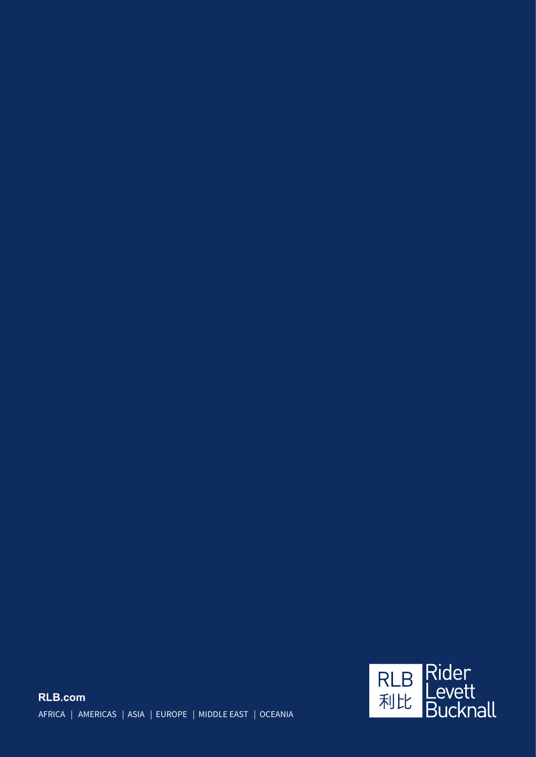**RLB.com**

AFRICA | AMERICAS | ASIA | EUROPE | MIDDLE EAST | OCEANIA

RLB 利比 Rider Levett Bucknall